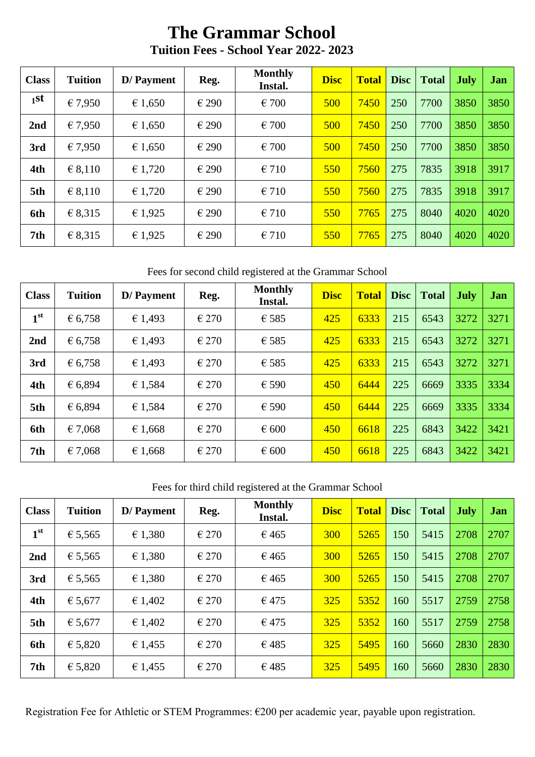# The Grammar School

## Tuition Fees - School Year 2022- 2023

| Class | Tuition | D/ Payment | Reg. | Monthly Instal. | Disc | Total | Disc | Total | July | Jan |
|---|---|---|---|---|---|---|---|---|---|---|
| 1st | € 7,950 | € 1,650 | € 290 | € 700 | 500 | 7450 | 250 | 7700 | 3850 | 3850 |
| 2nd | € 7,950 | € 1,650 | € 290 | € 700 | 500 | 7450 | 250 | 7700 | 3850 | 3850 |
| 3rd | € 7,950 | € 1,650 | € 290 | € 700 | 500 | 7450 | 250 | 7700 | 3850 | 3850 |
| 4th | € 8,110 | € 1,720 | € 290 | € 710 | 550 | 7560 | 275 | 7835 | 3918 | 3917 |
| 5th | € 8,110 | € 1,720 | € 290 | € 710 | 550 | 7560 | 275 | 7835 | 3918 | 3917 |
| 6th | € 8,315 | € 1,925 | € 290 | € 710 | 550 | 7765 | 275 | 8040 | 4020 | 4020 |
| 7th | € 8,315 | € 1,925 | € 290 | € 710 | 550 | 7765 | 275 | 8040 | 4020 | 4020 |

Fees for second child registered at the Grammar School

| Class | Tuition | D/ Payment | Reg. | Monthly Instal. | Disc | Total | Disc | Total | July | Jan |
|---|---|---|---|---|---|---|---|---|---|---|
| 1st | € 6,758 | € 1,493 | € 270 | € 585 | 425 | 6333 | 215 | 6543 | 3272 | 3271 |
| 2nd | € 6,758 | € 1,493 | € 270 | € 585 | 425 | 6333 | 215 | 6543 | 3272 | 3271 |
| 3rd | € 6,758 | € 1,493 | € 270 | € 585 | 425 | 6333 | 215 | 6543 | 3272 | 3271 |
| 4th | € 6,894 | € 1,584 | € 270 | € 590 | 450 | 6444 | 225 | 6669 | 3335 | 3334 |
| 5th | € 6,894 | € 1,584 | € 270 | € 590 | 450 | 6444 | 225 | 6669 | 3335 | 3334 |
| 6th | € 7,068 | € 1,668 | € 270 | € 600 | 450 | 6618 | 225 | 6843 | 3422 | 3421 |
| 7th | € 7,068 | € 1,668 | € 270 | € 600 | 450 | 6618 | 225 | 6843 | 3422 | 3421 |

Fees for third child registered at the Grammar School

| Class | Tuition | D/ Payment | Reg. | Monthly Instal. | Disc | Total | Disc | Total | July | Jan |
|---|---|---|---|---|---|---|---|---|---|---|
| 1st | € 5,565 | € 1,380 | € 270 | € 465 | 300 | 5265 | 150 | 5415 | 2708 | 2707 |
| 2nd | € 5,565 | € 1,380 | € 270 | € 465 | 300 | 5265 | 150 | 5415 | 2708 | 2707 |
| 3rd | € 5,565 | € 1,380 | € 270 | € 465 | 300 | 5265 | 150 | 5415 | 2708 | 2707 |
| 4th | € 5,677 | € 1,402 | € 270 | € 475 | 325 | 5352 | 160 | 5517 | 2759 | 2758 |
| 5th | € 5,677 | € 1,402 | € 270 | € 475 | 325 | 5352 | 160 | 5517 | 2759 | 2758 |
| 6th | € 5,820 | € 1,455 | € 270 | € 485 | 325 | 5495 | 160 | 5660 | 2830 | 2830 |
| 7th | € 5,820 | € 1,455 | € 270 | € 485 | 325 | 5495 | 160 | 5660 | 2830 | 2830 |

Registration Fee for Athletic or STEM Programmes: €200 per academic year, payable upon registration.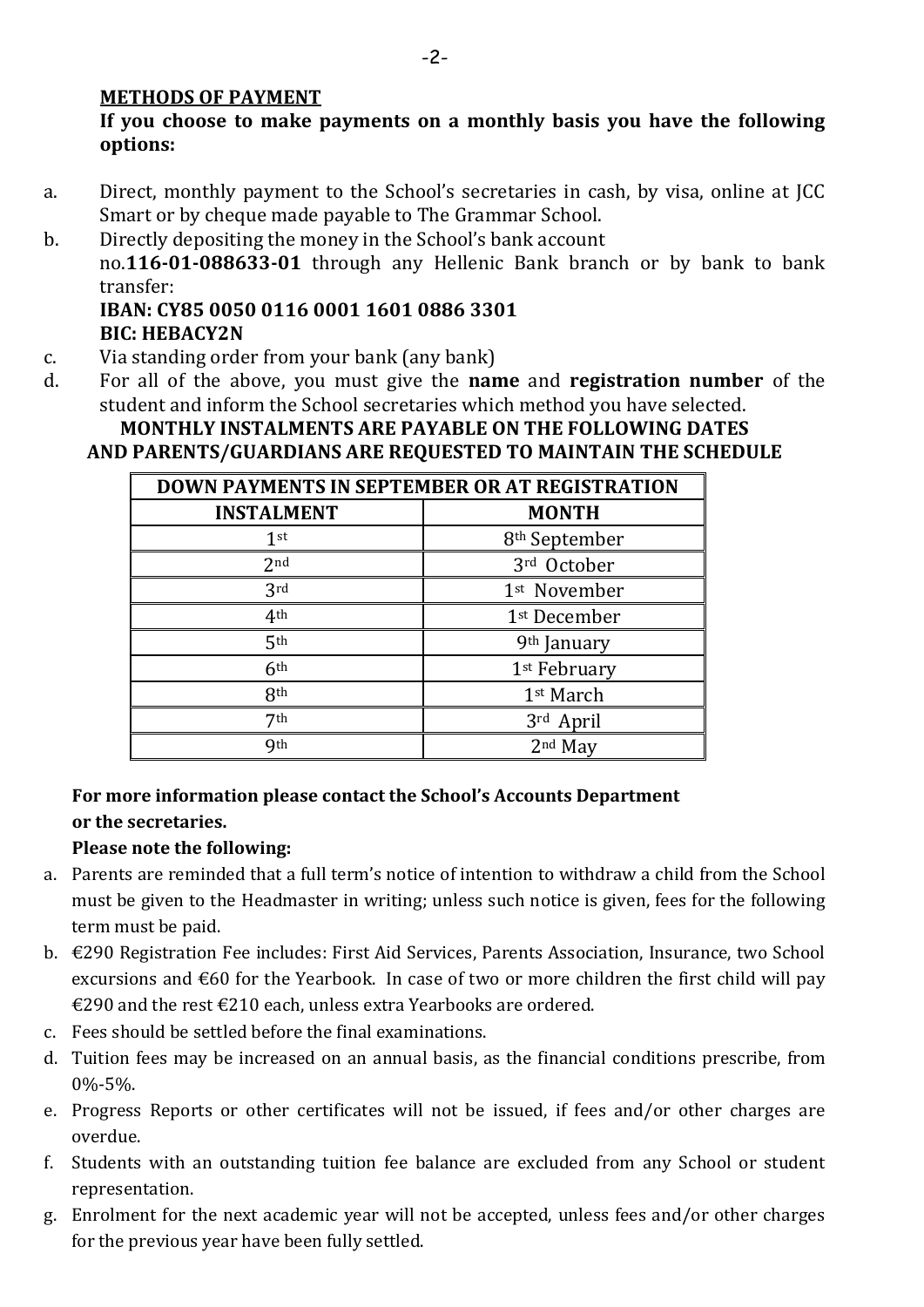**METHODS OF PAYMENT**

**If you choose to make payments on a monthly basis you have the following options:**

a. Direct, monthly payment to the School's secretaries in cash, by visa, online at JCC Smart or by cheque made payable to The Grammar School.

b. Directly depositing the money in the School's bank account no.**116-01-088633-01** through any Hellenic Bank branch or by bank to bank transfer:
**IBAN: CY85 0050 0116 0001 1601 0886 3301**
**BIC: HEBACY2N**

c. Via standing order from your bank (any bank)

d. For all of the above, you must give the **name** and **registration number** of the student and inform the School secretaries which method you have selected.

**MONTHLY INSTALMENTS ARE PAYABLE ON THE FOLLOWING DATES AND PARENTS/GUARDIANS ARE REQUESTED TO MAINTAIN THE SCHEDULE**

| DOWN PAYMENTS IN SEPTEMBER OR AT REGISTRATION | |
|---|---|
| **INSTALMENT** | **MONTH** |
| 1st | 8th September |
| 2nd | 3rd October |
| 3rd | 1st November |
| 4th | 1st December |
| 5th | 9th January |
| 6th | 1st February |
| 8th | 1st March |
| 7th | 3rd April |
| 9th | 2nd May |

**For more information please contact the School's Accounts Department or the secretaries.**

**Please note the following:**

a. Parents are reminded that a full term's notice of intention to withdraw a child from the School must be given to the Headmaster in writing; unless such notice is given, fees for the following term must be paid.

b. €290 Registration Fee includes: First Aid Services, Parents Association, Insurance, two School excursions and €60 for the Yearbook. In case of two or more children the first child will pay €290 and the rest €210 each, unless extra Yearbooks are ordered.

c. Fees should be settled before the final examinations.

d. Tuition fees may be increased on an annual basis, as the financial conditions prescribe, from 0%-5%.

e. Progress Reports or other certificates will not be issued, if fees and/or other charges are overdue.

f. Students with an outstanding tuition fee balance are excluded from any School or student representation.

g. Enrolment for the next academic year will not be accepted, unless fees and/or other charges for the previous year have been fully settled.